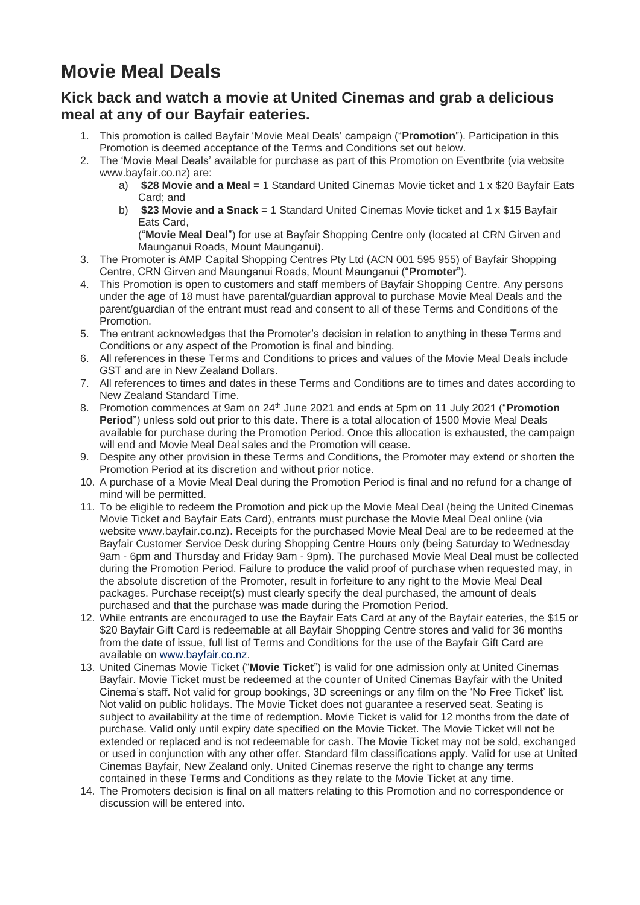# Movie Meal Deals

## Kick back and watch a movie at United Cinemas and grab a delicious meal at any of our Bayfair eateries.

1. This promotion is called Bayfair 'Movie Meal Deals' campaign ("**Promotion**"). Participation in this Promotion is deemed acceptance of the Terms and Conditions set out below.
2. The 'Movie Meal Deals' available for purchase as part of this Promotion on Eventbrite (via website www.bayfair.co.nz) are:
   a) **$28 Movie and a Meal** = 1 Standard United Cinemas Movie ticket and 1 x $20 Bayfair Eats Card; and
   b) **$23 Movie and a Snack** = 1 Standard United Cinemas Movie ticket and 1 x $15 Bayfair Eats Card,
   ("**Movie Meal Deal**") for use at Bayfair Shopping Centre only (located at CRN Girven and Maunganui Roads, Mount Maunganui).
3. The Promoter is AMP Capital Shopping Centres Pty Ltd (ACN 001 595 955) of Bayfair Shopping Centre, CRN Girven and Maunganui Roads, Mount Maunganui ("**Promoter**").
4. This Promotion is open to customers and staff members of Bayfair Shopping Centre. Any persons under the age of 18 must have parental/guardian approval to purchase Movie Meal Deals and the parent/guardian of the entrant must read and consent to all of these Terms and Conditions of the Promotion.
5. The entrant acknowledges that the Promoter's decision in relation to anything in these Terms and Conditions or any aspect of the Promotion is final and binding.
6. All references in these Terms and Conditions to prices and values of the Movie Meal Deals include GST and are in New Zealand Dollars.
7. All references to times and dates in these Terms and Conditions are to times and dates according to New Zealand Standard Time.
8. Promotion commences at 9am on 24th June 2021 and ends at 5pm on 11 July 2021 ("**Promotion Period**") unless sold out prior to this date. There is a total allocation of 1500 Movie Meal Deals available for purchase during the Promotion Period. Once this allocation is exhausted, the campaign will end and Movie Meal Deal sales and the Promotion will cease.
9. Despite any other provision in these Terms and Conditions, the Promoter may extend or shorten the Promotion Period at its discretion and without prior notice.
10. A purchase of a Movie Meal Deal during the Promotion Period is final and no refund for a change of mind will be permitted.
11. To be eligible to redeem the Promotion and pick up the Movie Meal Deal (being the United Cinemas Movie Ticket and Bayfair Eats Card), entrants must purchase the Movie Meal Deal online (via website www.bayfair.co.nz). Receipts for the purchased Movie Meal Deal are to be redeemed at the Bayfair Customer Service Desk during Shopping Centre Hours only (being Saturday to Wednesday 9am - 6pm and Thursday and Friday 9am - 9pm). The purchased Movie Meal Deal must be collected during the Promotion Period. Failure to produce the valid proof of purchase when requested may, in the absolute discretion of the Promoter, result in forfeiture to any right to the Movie Meal Deal packages. Purchase receipt(s) must clearly specify the deal purchased, the amount of deals purchased and that the purchase was made during the Promotion Period.
12. While entrants are encouraged to use the Bayfair Eats Card at any of the Bayfair eateries, the $15 or $20 Bayfair Gift Card is redeemable at all Bayfair Shopping Centre stores and valid for 36 months from the date of issue, full list of Terms and Conditions for the use of the Bayfair Gift Card are available on www.bayfair.co.nz.
13. United Cinemas Movie Ticket ("**Movie Ticket**") is valid for one admission only at United Cinemas Bayfair. Movie Ticket must be redeemed at the counter of United Cinemas Bayfair with the United Cinema's staff. Not valid for group bookings, 3D screenings or any film on the 'No Free Ticket' list. Not valid on public holidays. The Movie Ticket does not guarantee a reserved seat. Seating is subject to availability at the time of redemption. Movie Ticket is valid for 12 months from the date of purchase. Valid only until expiry date specified on the Movie Ticket. The Movie Ticket will not be extended or replaced and is not redeemable for cash. The Movie Ticket may not be sold, exchanged or used in conjunction with any other offer. Standard film classifications apply. Valid for use at United Cinemas Bayfair, New Zealand only. United Cinemas reserve the right to change any terms contained in these Terms and Conditions as they relate to the Movie Ticket at any time.
14. The Promoters decision is final on all matters relating to this Promotion and no correspondence or discussion will be entered into.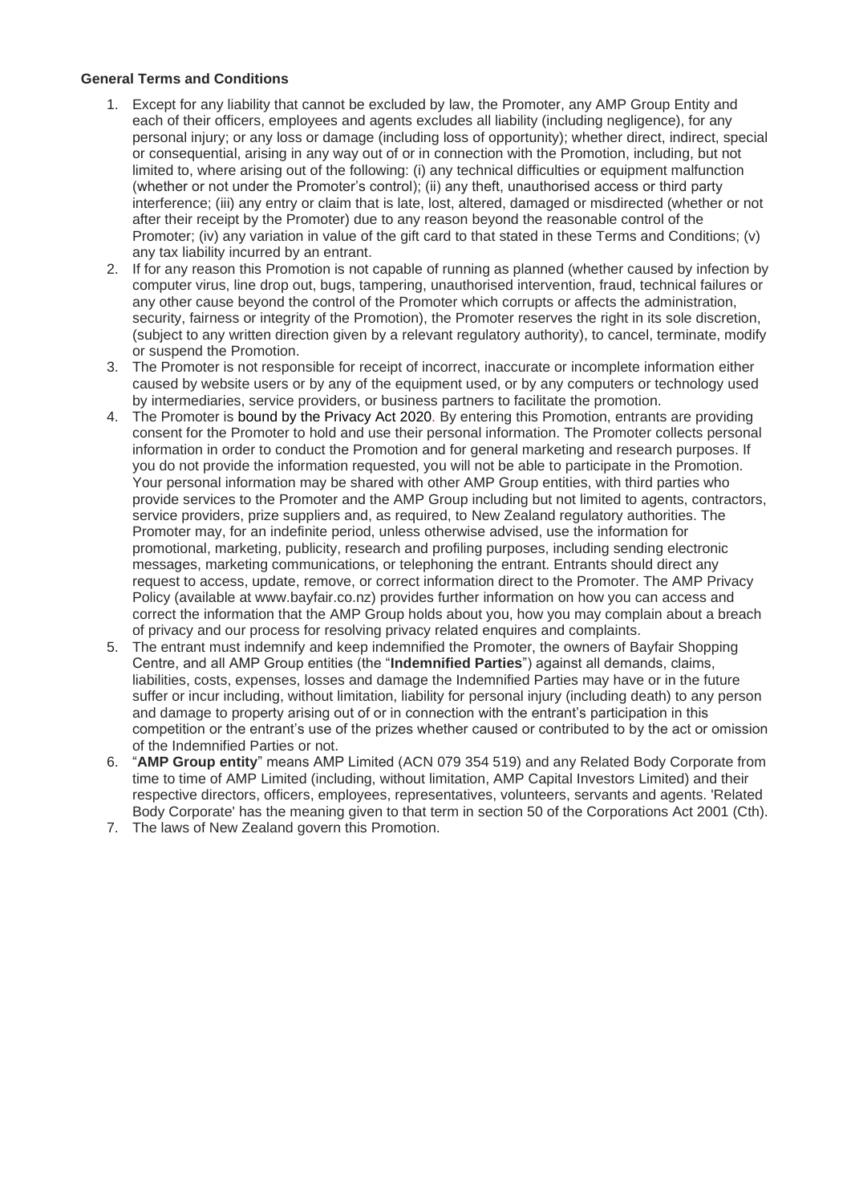**General Terms and Conditions**

1. Except for any liability that cannot be excluded by law, the Promoter, any AMP Group Entity and each of their officers, employees and agents excludes all liability (including negligence), for any personal injury; or any loss or damage (including loss of opportunity); whether direct, indirect, special or consequential, arising in any way out of or in connection with the Promotion, including, but not limited to, where arising out of the following: (i) any technical difficulties or equipment malfunction (whether or not under the Promoter's control); (ii) any theft, unauthorised access or third party interference; (iii) any entry or claim that is late, lost, altered, damaged or misdirected (whether or not after their receipt by the Promoter) due to any reason beyond the reasonable control of the Promoter; (iv) any variation in value of the gift card to that stated in these Terms and Conditions; (v) any tax liability incurred by an entrant.
2. If for any reason this Promotion is not capable of running as planned (whether caused by infection by computer virus, line drop out, bugs, tampering, unauthorised intervention, fraud, technical failures or any other cause beyond the control of the Promoter which corrupts or affects the administration, security, fairness or integrity of the Promotion), the Promoter reserves the right in its sole discretion, (subject to any written direction given by a relevant regulatory authority), to cancel, terminate, modify or suspend the Promotion.
3. The Promoter is not responsible for receipt of incorrect, inaccurate or incomplete information either caused by website users or by any of the equipment used, or by any computers or technology used by intermediaries, service providers, or business partners to facilitate the promotion.
4. The Promoter is bound by the Privacy Act 2020. By entering this Promotion, entrants are providing consent for the Promoter to hold and use their personal information. The Promoter collects personal information in order to conduct the Promotion and for general marketing and research purposes. If you do not provide the information requested, you will not be able to participate in the Promotion. Your personal information may be shared with other AMP Group entities, with third parties who provide services to the Promoter and the AMP Group including but not limited to agents, contractors, service providers, prize suppliers and, as required, to New Zealand regulatory authorities. The Promoter may, for an indefinite period, unless otherwise advised, use the information for promotional, marketing, publicity, research and profiling purposes, including sending electronic messages, marketing communications, or telephoning the entrant. Entrants should direct any request to access, update, remove, or correct information direct to the Promoter. The AMP Privacy Policy (available at www.bayfair.co.nz) provides further information on how you can access and correct the information that the AMP Group holds about you, how you may complain about a breach of privacy and our process for resolving privacy related enquires and complaints.
5. The entrant must indemnify and keep indemnified the Promoter, the owners of Bayfair Shopping Centre, and all AMP Group entities (the "**Indemnified Parties**") against all demands, claims, liabilities, costs, expenses, losses and damage the Indemnified Parties may have or in the future suffer or incur including, without limitation, liability for personal injury (including death) to any person and damage to property arising out of or in connection with the entrant's participation in this competition or the entrant's use of the prizes whether caused or contributed to by the act or omission of the Indemnified Parties or not.
6. "**AMP Group entity**" means AMP Limited (ACN 079 354 519) and any Related Body Corporate from time to time of AMP Limited (including, without limitation, AMP Capital Investors Limited) and their respective directors, officers, employees, representatives, volunteers, servants and agents. 'Related Body Corporate' has the meaning given to that term in section 50 of the Corporations Act 2001 (Cth).
7. The laws of New Zealand govern this Promotion.